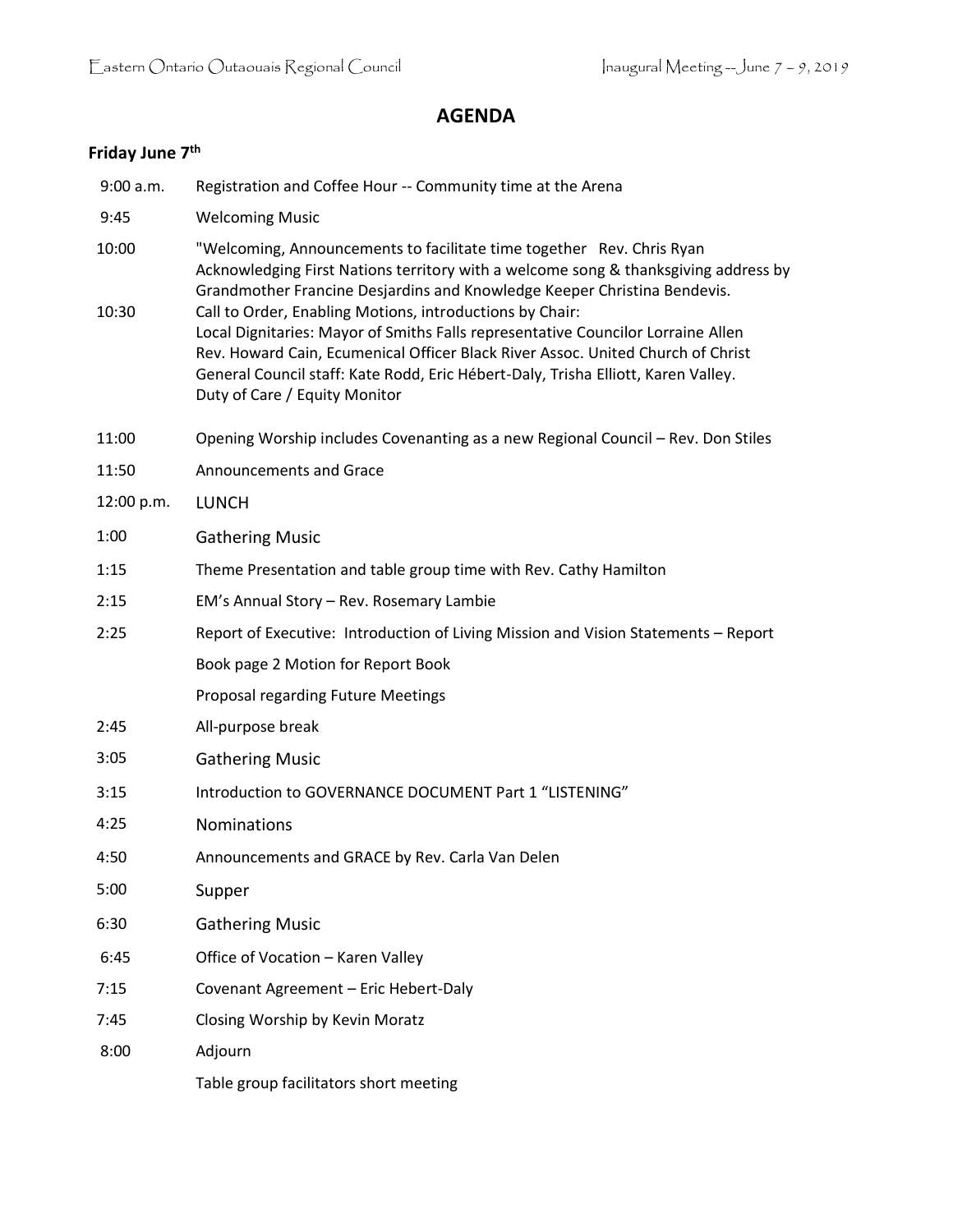# AGENDA

## Friday June 7th

| | |
|---|---|
| 9:00 a.m. | Registration and Coffee Hour -- Community time at the Arena |
| 9:45 | Welcoming Music |
| 10:00 | "Welcoming, Announcements to facilitate time together Rev. Chris Ryan<br>Acknowledging First Nations territory with a welcome song & thanksgiving address by Grandmother Francine Desjardins and Knowledge Keeper Christina Bendevis. |
| 10:30 | Call to Order, Enabling Motions, introductions by Chair:<br>Local Dignitaries: Mayor of Smiths Falls representative Councilor Lorraine Allen<br>Rev. Howard Cain, Ecumenical Officer Black River Assoc. United Church of Christ<br>General Council staff: Kate Rodd, Eric Hébert-Daly, Trisha Elliott, Karen Valley.<br>Duty of Care / Equity Monitor |
| 11:00 | Opening Worship includes Covenanting as a new Regional Council – Rev. Don Stiles |
| 11:50 | Announcements and Grace |
| 12:00 p.m. | LUNCH |
| 1:00 | Gathering Music |
| 1:15 | Theme Presentation and table group time with Rev. Cathy Hamilton |
| 2:15 | EM's Annual Story – Rev. Rosemary Lambie |
| 2:25 | Report of Executive: Introduction of Living Mission and Vision Statements – Report |
| | Book page 2 Motion for Report Book |
| | Proposal regarding Future Meetings |
| 2:45 | All-purpose break |
| 3:05 | Gathering Music |
| 3:15 | Introduction to GOVERNANCE DOCUMENT Part 1 "LISTENING" |
| 4:25 | Nominations |
| 4:50 | Announcements and GRACE by Rev. Carla Van Delen |
| 5:00 | Supper |
| 6:30 | Gathering Music |
| 6:45 | Office of Vocation – Karen Valley |
| 7:15 | Covenant Agreement – Eric Hebert-Daly |
| 7:45 | Closing Worship by Kevin Moratz |
| 8:00 | Adjourn |
| | Table group facilitators short meeting |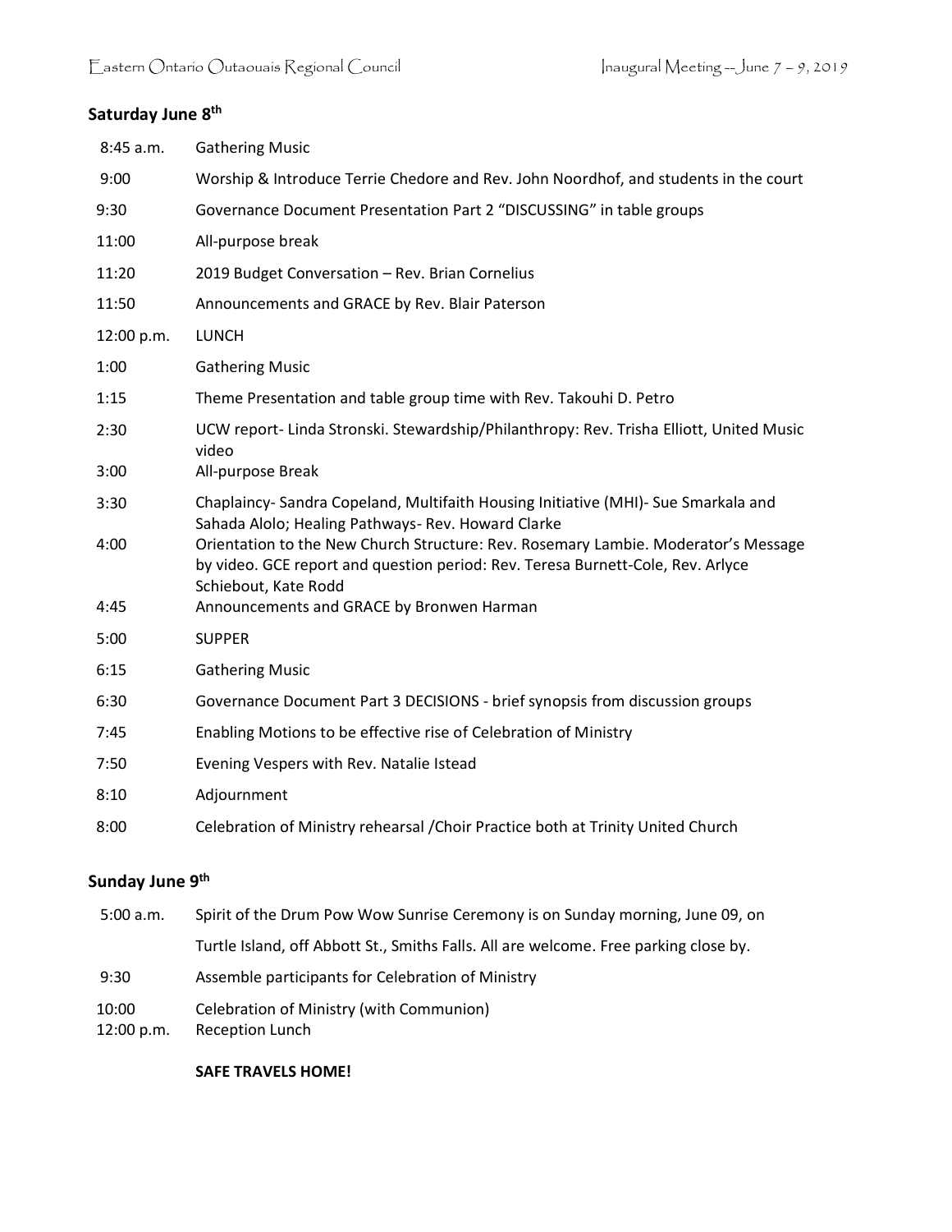## Saturday June 8th

| | |
|---|---|
| 8:45 a.m. | Gathering Music |
| 9:00 | Worship & Introduce Terrie Chedore and Rev. John Noordhof, and students in the court |
| 9:30 | Governance Document Presentation Part 2 "DISCUSSING" in table groups |
| 11:00 | All-purpose break |
| 11:20 | 2019 Budget Conversation – Rev. Brian Cornelius |
| 11:50 | Announcements and GRACE by Rev. Blair Paterson |
| 12:00 p.m. | LUNCH |
| 1:00 | Gathering Music |
| 1:15 | Theme Presentation and table group time with Rev. Takouhi D. Petro |
| 2:30 | UCW report- Linda Stronski. Stewardship/Philanthropy: Rev. Trisha Elliott, United Music video |
| 3:00 | All-purpose Break |
| 3:30 | Chaplaincy- Sandra Copeland, Multifaith Housing Initiative (MHI)- Sue Smarkala and Sahada Alolo; Healing Pathways- Rev. Howard Clarke |
| 4:00 | Orientation to the New Church Structure: Rev. Rosemary Lambie. Moderator's Message by video. GCE report and question period: Rev. Teresa Burnett-Cole, Rev. Arlyce Schiebout, Kate Rodd |
| 4:45 | Announcements and GRACE by Bronwen Harman |
| 5:00 | SUPPER |
| 6:15 | Gathering Music |
| 6:30 | Governance Document Part 3 DECISIONS - brief synopsis from discussion groups |
| 7:45 | Enabling Motions to be effective rise of Celebration of Ministry |
| 7:50 | Evening Vespers with Rev. Natalie Istead |
| 8:10 | Adjournment |
| 8:00 | Celebration of Ministry rehearsal /Choir Practice both at Trinity United Church |

## Sunday June 9th

| | |
|---|---|
| 5:00 a.m. | Spirit of the Drum Pow Wow Sunrise Ceremony is on Sunday morning, June 09, on Turtle Island, off Abbott St., Smiths Falls. All are welcome. Free parking close by. |
| 9:30 | Assemble participants for Celebration of Ministry |
| 10:00 | Celebration of Ministry (with Communion) |
| 12:00 p.m. | Reception Lunch |

**SAFE TRAVELS HOME!**